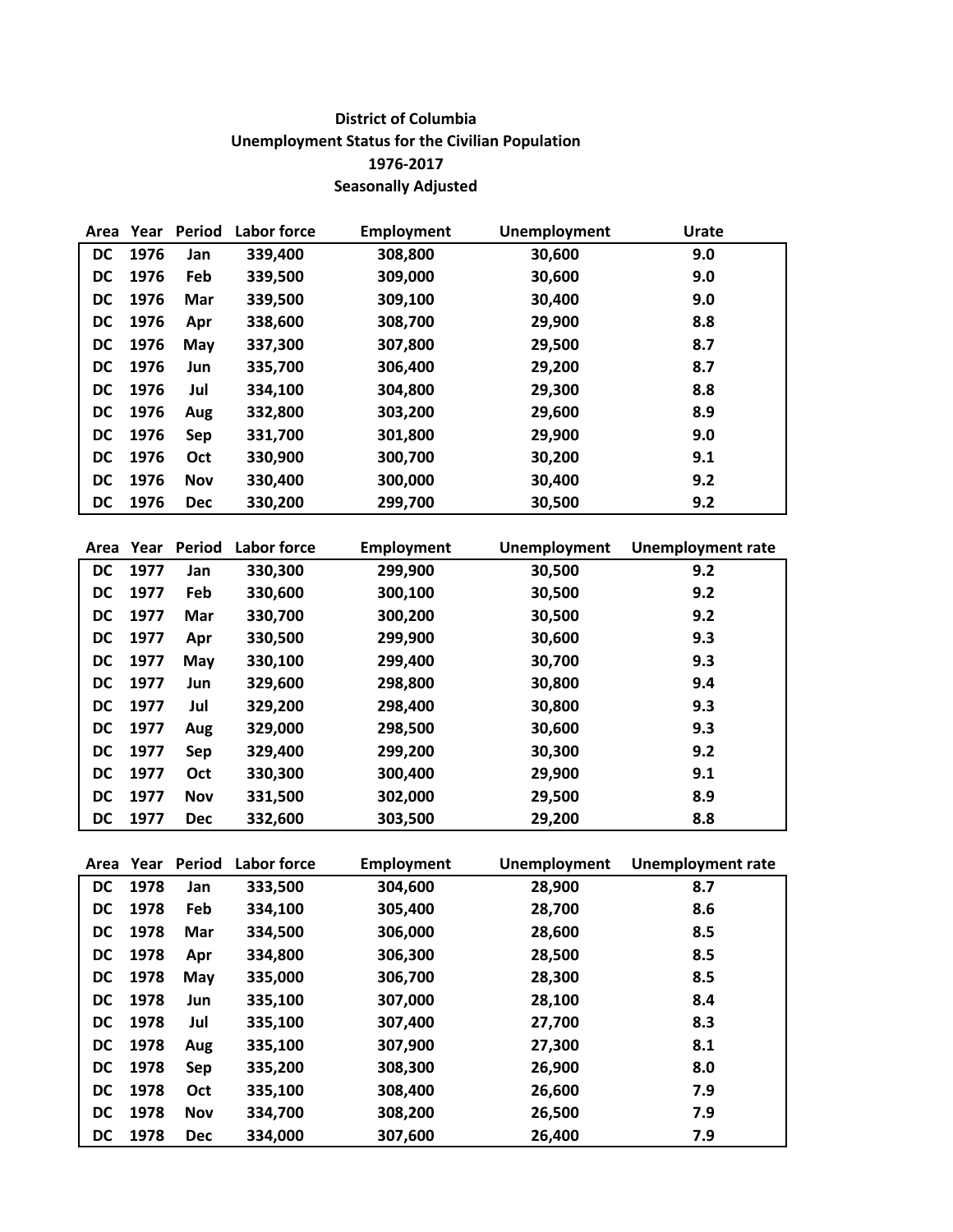**District of Columbia**
**Unemployment Status for the Civilian Population**
**1976-2017**
**Seasonally Adjusted**

| Area | Year | Period | Labor force | Employment | Unemployment | Urate |
|---|---|---|---|---|---|---|
| DC | 1976 | Jan | 339,400 | 308,800 | 30,600 | 9.0 |
| DC | 1976 | Feb | 339,500 | 309,000 | 30,600 | 9.0 |
| DC | 1976 | Mar | 339,500 | 309,100 | 30,400 | 9.0 |
| DC | 1976 | Apr | 338,600 | 308,700 | 29,900 | 8.8 |
| DC | 1976 | May | 337,300 | 307,800 | 29,500 | 8.7 |
| DC | 1976 | Jun | 335,700 | 306,400 | 29,200 | 8.7 |
| DC | 1976 | Jul | 334,100 | 304,800 | 29,300 | 8.8 |
| DC | 1976 | Aug | 332,800 | 303,200 | 29,600 | 8.9 |
| DC | 1976 | Sep | 331,700 | 301,800 | 29,900 | 9.0 |
| DC | 1976 | Oct | 330,900 | 300,700 | 30,200 | 9.1 |
| DC | 1976 | Nov | 330,400 | 300,000 | 30,400 | 9.2 |
| DC | 1976 | Dec | 330,200 | 299,700 | 30,500 | 9.2 |

| Area | Year | Period | Labor force | Employment | Unemployment | Unemployment rate |
|---|---|---|---|---|---|---|
| DC | 1977 | Jan | 330,300 | 299,900 | 30,500 | 9.2 |
| DC | 1977 | Feb | 330,600 | 300,100 | 30,500 | 9.2 |
| DC | 1977 | Mar | 330,700 | 300,200 | 30,500 | 9.2 |
| DC | 1977 | Apr | 330,500 | 299,900 | 30,600 | 9.3 |
| DC | 1977 | May | 330,100 | 299,400 | 30,700 | 9.3 |
| DC | 1977 | Jun | 329,600 | 298,800 | 30,800 | 9.4 |
| DC | 1977 | Jul | 329,200 | 298,400 | 30,800 | 9.3 |
| DC | 1977 | Aug | 329,000 | 298,500 | 30,600 | 9.3 |
| DC | 1977 | Sep | 329,400 | 299,200 | 30,300 | 9.2 |
| DC | 1977 | Oct | 330,300 | 300,400 | 29,900 | 9.1 |
| DC | 1977 | Nov | 331,500 | 302,000 | 29,500 | 8.9 |
| DC | 1977 | Dec | 332,600 | 303,500 | 29,200 | 8.8 |

| Area | Year | Period | Labor force | Employment | Unemployment | Unemployment rate |
|---|---|---|---|---|---|---|
| DC | 1978 | Jan | 333,500 | 304,600 | 28,900 | 8.7 |
| DC | 1978 | Feb | 334,100 | 305,400 | 28,700 | 8.6 |
| DC | 1978 | Mar | 334,500 | 306,000 | 28,600 | 8.5 |
| DC | 1978 | Apr | 334,800 | 306,300 | 28,500 | 8.5 |
| DC | 1978 | May | 335,000 | 306,700 | 28,300 | 8.5 |
| DC | 1978 | Jun | 335,100 | 307,000 | 28,100 | 8.4 |
| DC | 1978 | Jul | 335,100 | 307,400 | 27,700 | 8.3 |
| DC | 1978 | Aug | 335,100 | 307,900 | 27,300 | 8.1 |
| DC | 1978 | Sep | 335,200 | 308,300 | 26,900 | 8.0 |
| DC | 1978 | Oct | 335,100 | 308,400 | 26,600 | 7.9 |
| DC | 1978 | Nov | 334,700 | 308,200 | 26,500 | 7.9 |
| DC | 1978 | Dec | 334,000 | 307,600 | 26,400 | 7.9 |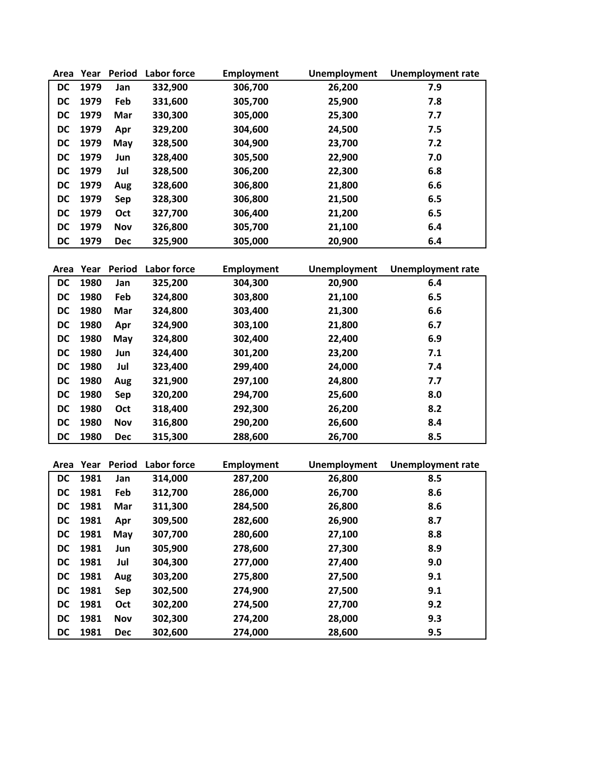| Area | Year | Period | Labor force | Employment | Unemployment | Unemployment rate |
|---|---|---|---|---|---|---|
| DC | 1979 | Jan | 332,900 | 306,700 | 26,200 | 7.9 |
| DC | 1979 | Feb | 331,600 | 305,700 | 25,900 | 7.8 |
| DC | 1979 | Mar | 330,300 | 305,000 | 25,300 | 7.7 |
| DC | 1979 | Apr | 329,200 | 304,600 | 24,500 | 7.5 |
| DC | 1979 | May | 328,500 | 304,900 | 23,700 | 7.2 |
| DC | 1979 | Jun | 328,400 | 305,500 | 22,900 | 7.0 |
| DC | 1979 | Jul | 328,500 | 306,200 | 22,300 | 6.8 |
| DC | 1979 | Aug | 328,600 | 306,800 | 21,800 | 6.6 |
| DC | 1979 | Sep | 328,300 | 306,800 | 21,500 | 6.5 |
| DC | 1979 | Oct | 327,700 | 306,400 | 21,200 | 6.5 |
| DC | 1979 | Nov | 326,800 | 305,700 | 21,100 | 6.4 |
| DC | 1979 | Dec | 325,900 | 305,000 | 20,900 | 6.4 |

| Area | Year | Period | Labor force | Employment | Unemployment | Unemployment rate |
|---|---|---|---|---|---|---|
| DC | 1980 | Jan | 325,200 | 304,300 | 20,900 | 6.4 |
| DC | 1980 | Feb | 324,800 | 303,800 | 21,100 | 6.5 |
| DC | 1980 | Mar | 324,800 | 303,400 | 21,300 | 6.6 |
| DC | 1980 | Apr | 324,900 | 303,100 | 21,800 | 6.7 |
| DC | 1980 | May | 324,800 | 302,400 | 22,400 | 6.9 |
| DC | 1980 | Jun | 324,400 | 301,200 | 23,200 | 7.1 |
| DC | 1980 | Jul | 323,400 | 299,400 | 24,000 | 7.4 |
| DC | 1980 | Aug | 321,900 | 297,100 | 24,800 | 7.7 |
| DC | 1980 | Sep | 320,200 | 294,700 | 25,600 | 8.0 |
| DC | 1980 | Oct | 318,400 | 292,300 | 26,200 | 8.2 |
| DC | 1980 | Nov | 316,800 | 290,200 | 26,600 | 8.4 |
| DC | 1980 | Dec | 315,300 | 288,600 | 26,700 | 8.5 |

| Area | Year | Period | Labor force | Employment | Unemployment | Unemployment rate |
|---|---|---|---|---|---|---|
| DC | 1981 | Jan | 314,000 | 287,200 | 26,800 | 8.5 |
| DC | 1981 | Feb | 312,700 | 286,000 | 26,700 | 8.6 |
| DC | 1981 | Mar | 311,300 | 284,500 | 26,800 | 8.6 |
| DC | 1981 | Apr | 309,500 | 282,600 | 26,900 | 8.7 |
| DC | 1981 | May | 307,700 | 280,600 | 27,100 | 8.8 |
| DC | 1981 | Jun | 305,900 | 278,600 | 27,300 | 8.9 |
| DC | 1981 | Jul | 304,300 | 277,000 | 27,400 | 9.0 |
| DC | 1981 | Aug | 303,200 | 275,800 | 27,500 | 9.1 |
| DC | 1981 | Sep | 302,500 | 274,900 | 27,500 | 9.1 |
| DC | 1981 | Oct | 302,200 | 274,500 | 27,700 | 9.2 |
| DC | 1981 | Nov | 302,300 | 274,200 | 28,000 | 9.3 |
| DC | 1981 | Dec | 302,600 | 274,000 | 28,600 | 9.5 |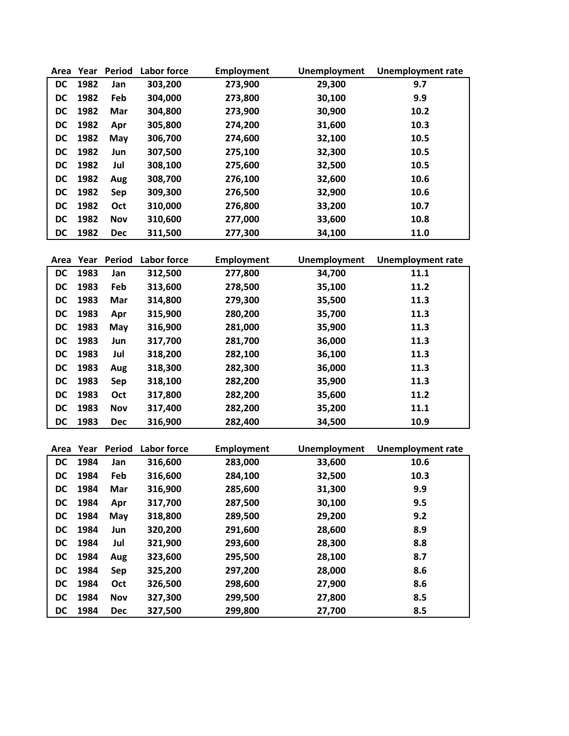| Area | Year | Period | Labor force | Employment | Unemployment | Unemployment rate |
|---|---|---|---|---|---|---|
| DC | 1982 | Jan | 303,200 | 273,900 | 29,300 | 9.7 |
| DC | 1982 | Feb | 304,000 | 273,800 | 30,100 | 9.9 |
| DC | 1982 | Mar | 304,800 | 273,900 | 30,900 | 10.2 |
| DC | 1982 | Apr | 305,800 | 274,200 | 31,600 | 10.3 |
| DC | 1982 | May | 306,700 | 274,600 | 32,100 | 10.5 |
| DC | 1982 | Jun | 307,500 | 275,100 | 32,300 | 10.5 |
| DC | 1982 | Jul | 308,100 | 275,600 | 32,500 | 10.5 |
| DC | 1982 | Aug | 308,700 | 276,100 | 32,600 | 10.6 |
| DC | 1982 | Sep | 309,300 | 276,500 | 32,900 | 10.6 |
| DC | 1982 | Oct | 310,000 | 276,800 | 33,200 | 10.7 |
| DC | 1982 | Nov | 310,600 | 277,000 | 33,600 | 10.8 |
| DC | 1982 | Dec | 311,500 | 277,300 | 34,100 | 11.0 |

| Area | Year | Period | Labor force | Employment | Unemployment | Unemployment rate |
|---|---|---|---|---|---|---|
| DC | 1983 | Jan | 312,500 | 277,800 | 34,700 | 11.1 |
| DC | 1983 | Feb | 313,600 | 278,500 | 35,100 | 11.2 |
| DC | 1983 | Mar | 314,800 | 279,300 | 35,500 | 11.3 |
| DC | 1983 | Apr | 315,900 | 280,200 | 35,700 | 11.3 |
| DC | 1983 | May | 316,900 | 281,000 | 35,900 | 11.3 |
| DC | 1983 | Jun | 317,700 | 281,700 | 36,000 | 11.3 |
| DC | 1983 | Jul | 318,200 | 282,100 | 36,100 | 11.3 |
| DC | 1983 | Aug | 318,300 | 282,300 | 36,000 | 11.3 |
| DC | 1983 | Sep | 318,100 | 282,200 | 35,900 | 11.3 |
| DC | 1983 | Oct | 317,800 | 282,200 | 35,600 | 11.2 |
| DC | 1983 | Nov | 317,400 | 282,200 | 35,200 | 11.1 |
| DC | 1983 | Dec | 316,900 | 282,400 | 34,500 | 10.9 |

| Area | Year | Period | Labor force | Employment | Unemployment | Unemployment rate |
|---|---|---|---|---|---|---|
| DC | 1984 | Jan | 316,600 | 283,000 | 33,600 | 10.6 |
| DC | 1984 | Feb | 316,600 | 284,100 | 32,500 | 10.3 |
| DC | 1984 | Mar | 316,900 | 285,600 | 31,300 | 9.9 |
| DC | 1984 | Apr | 317,700 | 287,500 | 30,100 | 9.5 |
| DC | 1984 | May | 318,800 | 289,500 | 29,200 | 9.2 |
| DC | 1984 | Jun | 320,200 | 291,600 | 28,600 | 8.9 |
| DC | 1984 | Jul | 321,900 | 293,600 | 28,300 | 8.8 |
| DC | 1984 | Aug | 323,600 | 295,500 | 28,100 | 8.7 |
| DC | 1984 | Sep | 325,200 | 297,200 | 28,000 | 8.6 |
| DC | 1984 | Oct | 326,500 | 298,600 | 27,900 | 8.6 |
| DC | 1984 | Nov | 327,300 | 299,500 | 27,800 | 8.5 |
| DC | 1984 | Dec | 327,500 | 299,800 | 27,700 | 8.5 |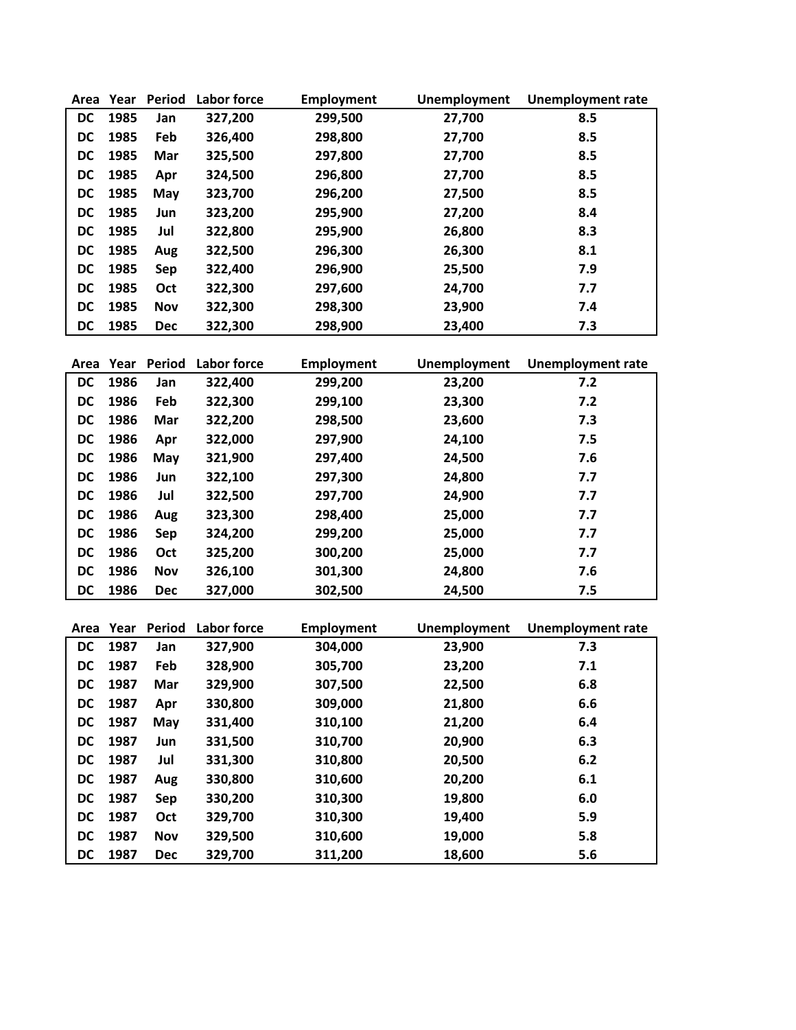| Area | Year | Period | Labor force | Employment | Unemployment | Unemployment rate |
|---|---|---|---|---|---|---|
| DC | 1985 | Jan | 327,200 | 299,500 | 27,700 | 8.5 |
| DC | 1985 | Feb | 326,400 | 298,800 | 27,700 | 8.5 |
| DC | 1985 | Mar | 325,500 | 297,800 | 27,700 | 8.5 |
| DC | 1985 | Apr | 324,500 | 296,800 | 27,700 | 8.5 |
| DC | 1985 | May | 323,700 | 296,200 | 27,500 | 8.5 |
| DC | 1985 | Jun | 323,200 | 295,900 | 27,200 | 8.4 |
| DC | 1985 | Jul | 322,800 | 295,900 | 26,800 | 8.3 |
| DC | 1985 | Aug | 322,500 | 296,300 | 26,300 | 8.1 |
| DC | 1985 | Sep | 322,400 | 296,900 | 25,500 | 7.9 |
| DC | 1985 | Oct | 322,300 | 297,600 | 24,700 | 7.7 |
| DC | 1985 | Nov | 322,300 | 298,300 | 23,900 | 7.4 |
| DC | 1985 | Dec | 322,300 | 298,900 | 23,400 | 7.3 |

| Area | Year | Period | Labor force | Employment | Unemployment | Unemployment rate |
|---|---|---|---|---|---|---|
| DC | 1986 | Jan | 322,400 | 299,200 | 23,200 | 7.2 |
| DC | 1986 | Feb | 322,300 | 299,100 | 23,300 | 7.2 |
| DC | 1986 | Mar | 322,200 | 298,500 | 23,600 | 7.3 |
| DC | 1986 | Apr | 322,000 | 297,900 | 24,100 | 7.5 |
| DC | 1986 | May | 321,900 | 297,400 | 24,500 | 7.6 |
| DC | 1986 | Jun | 322,100 | 297,300 | 24,800 | 7.7 |
| DC | 1986 | Jul | 322,500 | 297,700 | 24,900 | 7.7 |
| DC | 1986 | Aug | 323,300 | 298,400 | 25,000 | 7.7 |
| DC | 1986 | Sep | 324,200 | 299,200 | 25,000 | 7.7 |
| DC | 1986 | Oct | 325,200 | 300,200 | 25,000 | 7.7 |
| DC | 1986 | Nov | 326,100 | 301,300 | 24,800 | 7.6 |
| DC | 1986 | Dec | 327,000 | 302,500 | 24,500 | 7.5 |

| Area | Year | Period | Labor force | Employment | Unemployment | Unemployment rate |
|---|---|---|---|---|---|---|
| DC | 1987 | Jan | 327,900 | 304,000 | 23,900 | 7.3 |
| DC | 1987 | Feb | 328,900 | 305,700 | 23,200 | 7.1 |
| DC | 1987 | Mar | 329,900 | 307,500 | 22,500 | 6.8 |
| DC | 1987 | Apr | 330,800 | 309,000 | 21,800 | 6.6 |
| DC | 1987 | May | 331,400 | 310,100 | 21,200 | 6.4 |
| DC | 1987 | Jun | 331,500 | 310,700 | 20,900 | 6.3 |
| DC | 1987 | Jul | 331,300 | 310,800 | 20,500 | 6.2 |
| DC | 1987 | Aug | 330,800 | 310,600 | 20,200 | 6.1 |
| DC | 1987 | Sep | 330,200 | 310,300 | 19,800 | 6.0 |
| DC | 1987 | Oct | 329,700 | 310,300 | 19,400 | 5.9 |
| DC | 1987 | Nov | 329,500 | 310,600 | 19,000 | 5.8 |
| DC | 1987 | Dec | 329,700 | 311,200 | 18,600 | 5.6 |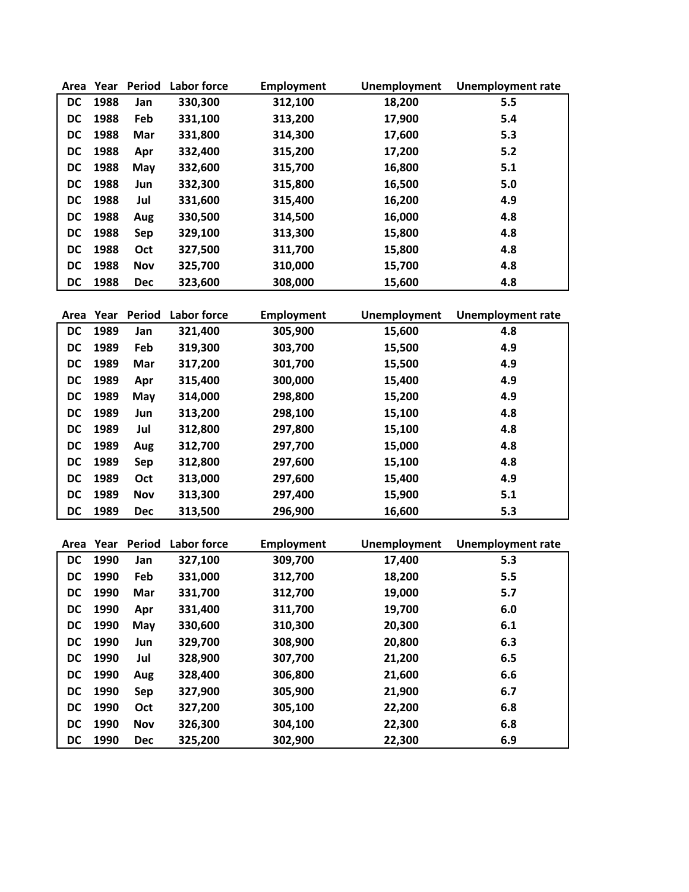| Area | Year | Period | Labor force | Employment | Unemployment | Unemployment rate |
|---|---|---|---|---|---|---|
| DC | 1988 | Jan | 330,300 | 312,100 | 18,200 | 5.5 |
| DC | 1988 | Feb | 331,100 | 313,200 | 17,900 | 5.4 |
| DC | 1988 | Mar | 331,800 | 314,300 | 17,600 | 5.3 |
| DC | 1988 | Apr | 332,400 | 315,200 | 17,200 | 5.2 |
| DC | 1988 | May | 332,600 | 315,700 | 16,800 | 5.1 |
| DC | 1988 | Jun | 332,300 | 315,800 | 16,500 | 5.0 |
| DC | 1988 | Jul | 331,600 | 315,400 | 16,200 | 4.9 |
| DC | 1988 | Aug | 330,500 | 314,500 | 16,000 | 4.8 |
| DC | 1988 | Sep | 329,100 | 313,300 | 15,800 | 4.8 |
| DC | 1988 | Oct | 327,500 | 311,700 | 15,800 | 4.8 |
| DC | 1988 | Nov | 325,700 | 310,000 | 15,700 | 4.8 |
| DC | 1988 | Dec | 323,600 | 308,000 | 15,600 | 4.8 |

| Area | Year | Period | Labor force | Employment | Unemployment | Unemployment rate |
|---|---|---|---|---|---|---|
| DC | 1989 | Jan | 321,400 | 305,900 | 15,600 | 4.8 |
| DC | 1989 | Feb | 319,300 | 303,700 | 15,500 | 4.9 |
| DC | 1989 | Mar | 317,200 | 301,700 | 15,500 | 4.9 |
| DC | 1989 | Apr | 315,400 | 300,000 | 15,400 | 4.9 |
| DC | 1989 | May | 314,000 | 298,800 | 15,200 | 4.9 |
| DC | 1989 | Jun | 313,200 | 298,100 | 15,100 | 4.8 |
| DC | 1989 | Jul | 312,800 | 297,800 | 15,100 | 4.8 |
| DC | 1989 | Aug | 312,700 | 297,700 | 15,000 | 4.8 |
| DC | 1989 | Sep | 312,800 | 297,600 | 15,100 | 4.8 |
| DC | 1989 | Oct | 313,000 | 297,600 | 15,400 | 4.9 |
| DC | 1989 | Nov | 313,300 | 297,400 | 15,900 | 5.1 |
| DC | 1989 | Dec | 313,500 | 296,900 | 16,600 | 5.3 |

| Area | Year | Period | Labor force | Employment | Unemployment | Unemployment rate |
|---|---|---|---|---|---|---|
| DC | 1990 | Jan | 327,100 | 309,700 | 17,400 | 5.3 |
| DC | 1990 | Feb | 331,000 | 312,700 | 18,200 | 5.5 |
| DC | 1990 | Mar | 331,700 | 312,700 | 19,000 | 5.7 |
| DC | 1990 | Apr | 331,400 | 311,700 | 19,700 | 6.0 |
| DC | 1990 | May | 330,600 | 310,300 | 20,300 | 6.1 |
| DC | 1990 | Jun | 329,700 | 308,900 | 20,800 | 6.3 |
| DC | 1990 | Jul | 328,900 | 307,700 | 21,200 | 6.5 |
| DC | 1990 | Aug | 328,400 | 306,800 | 21,600 | 6.6 |
| DC | 1990 | Sep | 327,900 | 305,900 | 21,900 | 6.7 |
| DC | 1990 | Oct | 327,200 | 305,100 | 22,200 | 6.8 |
| DC | 1990 | Nov | 326,300 | 304,100 | 22,300 | 6.8 |
| DC | 1990 | Dec | 325,200 | 302,900 | 22,300 | 6.9 |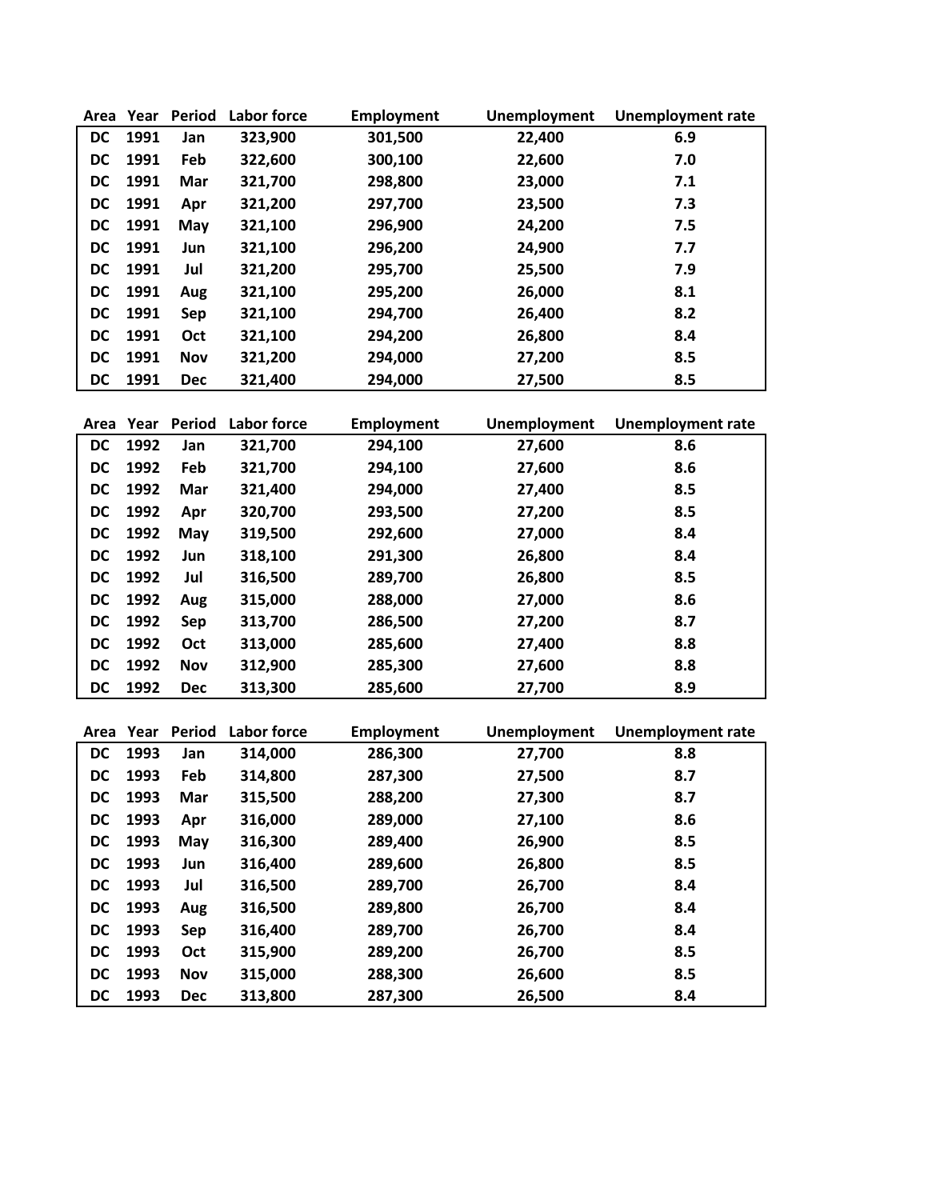| Area | Year | Period | Labor force | Employment | Unemployment | Unemployment rate |
|---|---|---|---|---|---|---|
| DC | 1991 | Jan | 323,900 | 301,500 | 22,400 | 6.9 |
| DC | 1991 | Feb | 322,600 | 300,100 | 22,600 | 7.0 |
| DC | 1991 | Mar | 321,700 | 298,800 | 23,000 | 7.1 |
| DC | 1991 | Apr | 321,200 | 297,700 | 23,500 | 7.3 |
| DC | 1991 | May | 321,100 | 296,900 | 24,200 | 7.5 |
| DC | 1991 | Jun | 321,100 | 296,200 | 24,900 | 7.7 |
| DC | 1991 | Jul | 321,200 | 295,700 | 25,500 | 7.9 |
| DC | 1991 | Aug | 321,100 | 295,200 | 26,000 | 8.1 |
| DC | 1991 | Sep | 321,100 | 294,700 | 26,400 | 8.2 |
| DC | 1991 | Oct | 321,100 | 294,200 | 26,800 | 8.4 |
| DC | 1991 | Nov | 321,200 | 294,000 | 27,200 | 8.5 |
| DC | 1991 | Dec | 321,400 | 294,000 | 27,500 | 8.5 |

| Area | Year | Period | Labor force | Employment | Unemployment | Unemployment rate |
|---|---|---|---|---|---|---|
| DC | 1992 | Jan | 321,700 | 294,100 | 27,600 | 8.6 |
| DC | 1992 | Feb | 321,700 | 294,100 | 27,600 | 8.6 |
| DC | 1992 | Mar | 321,400 | 294,000 | 27,400 | 8.5 |
| DC | 1992 | Apr | 320,700 | 293,500 | 27,200 | 8.5 |
| DC | 1992 | May | 319,500 | 292,600 | 27,000 | 8.4 |
| DC | 1992 | Jun | 318,100 | 291,300 | 26,800 | 8.4 |
| DC | 1992 | Jul | 316,500 | 289,700 | 26,800 | 8.5 |
| DC | 1992 | Aug | 315,000 | 288,000 | 27,000 | 8.6 |
| DC | 1992 | Sep | 313,700 | 286,500 | 27,200 | 8.7 |
| DC | 1992 | Oct | 313,000 | 285,600 | 27,400 | 8.8 |
| DC | 1992 | Nov | 312,900 | 285,300 | 27,600 | 8.8 |
| DC | 1992 | Dec | 313,300 | 285,600 | 27,700 | 8.9 |

| Area | Year | Period | Labor force | Employment | Unemployment | Unemployment rate |
|---|---|---|---|---|---|---|
| DC | 1993 | Jan | 314,000 | 286,300 | 27,700 | 8.8 |
| DC | 1993 | Feb | 314,800 | 287,300 | 27,500 | 8.7 |
| DC | 1993 | Mar | 315,500 | 288,200 | 27,300 | 8.7 |
| DC | 1993 | Apr | 316,000 | 289,000 | 27,100 | 8.6 |
| DC | 1993 | May | 316,300 | 289,400 | 26,900 | 8.5 |
| DC | 1993 | Jun | 316,400 | 289,600 | 26,800 | 8.5 |
| DC | 1993 | Jul | 316,500 | 289,700 | 26,700 | 8.4 |
| DC | 1993 | Aug | 316,500 | 289,800 | 26,700 | 8.4 |
| DC | 1993 | Sep | 316,400 | 289,700 | 26,700 | 8.4 |
| DC | 1993 | Oct | 315,900 | 289,200 | 26,700 | 8.5 |
| DC | 1993 | Nov | 315,000 | 288,300 | 26,600 | 8.5 |
| DC | 1993 | Dec | 313,800 | 287,300 | 26,500 | 8.4 |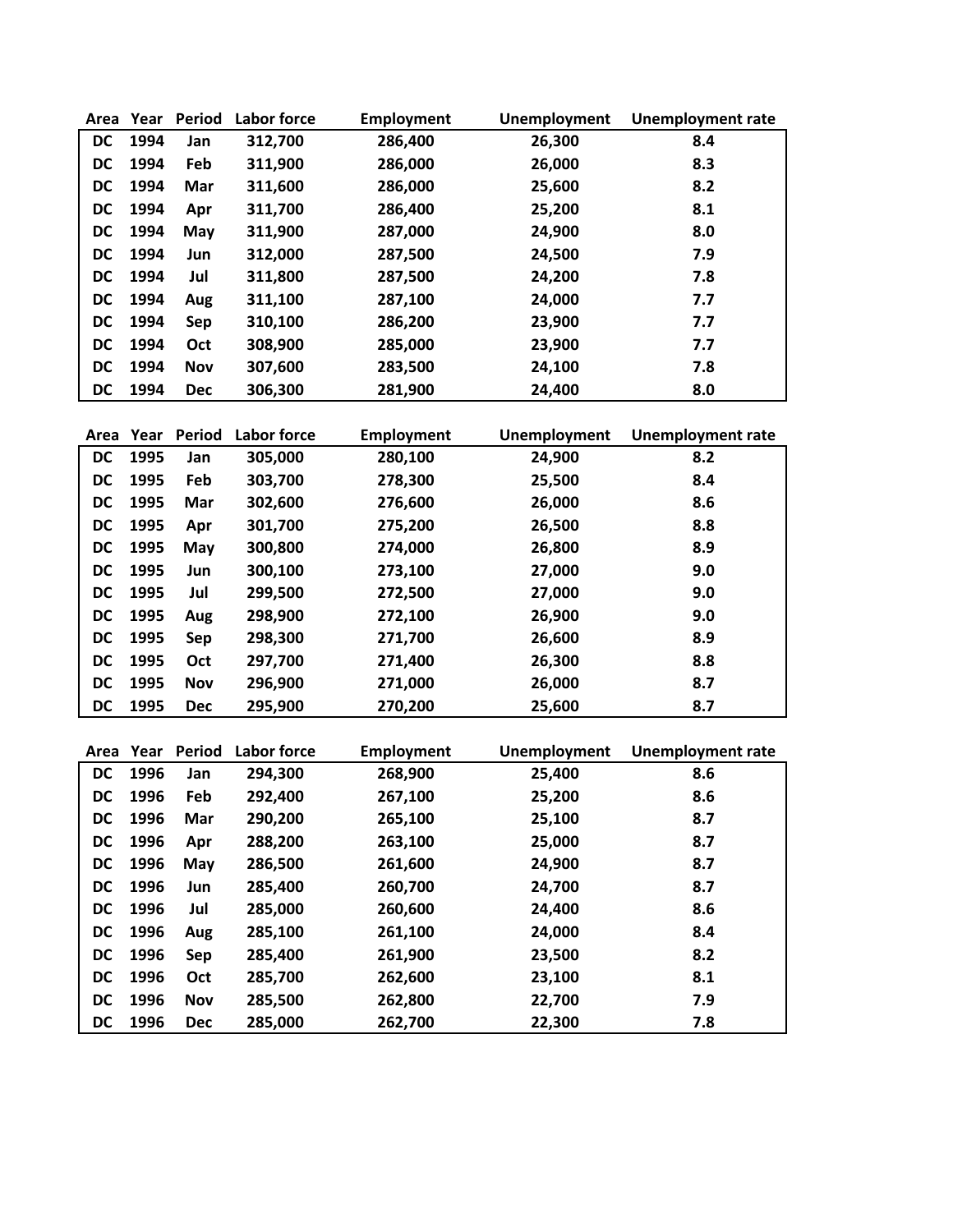| Area | Year | Period | Labor force | Employment | Unemployment | Unemployment rate |
|---|---|---|---|---|---|---|
| DC | 1994 | Jan | 312,700 | 286,400 | 26,300 | 8.4 |
| DC | 1994 | Feb | 311,900 | 286,000 | 26,000 | 8.3 |
| DC | 1994 | Mar | 311,600 | 286,000 | 25,600 | 8.2 |
| DC | 1994 | Apr | 311,700 | 286,400 | 25,200 | 8.1 |
| DC | 1994 | May | 311,900 | 287,000 | 24,900 | 8.0 |
| DC | 1994 | Jun | 312,000 | 287,500 | 24,500 | 7.9 |
| DC | 1994 | Jul | 311,800 | 287,500 | 24,200 | 7.8 |
| DC | 1994 | Aug | 311,100 | 287,100 | 24,000 | 7.7 |
| DC | 1994 | Sep | 310,100 | 286,200 | 23,900 | 7.7 |
| DC | 1994 | Oct | 308,900 | 285,000 | 23,900 | 7.7 |
| DC | 1994 | Nov | 307,600 | 283,500 | 24,100 | 7.8 |
| DC | 1994 | Dec | 306,300 | 281,900 | 24,400 | 8.0 |

| Area | Year | Period | Labor force | Employment | Unemployment | Unemployment rate |
|---|---|---|---|---|---|---|
| DC | 1995 | Jan | 305,000 | 280,100 | 24,900 | 8.2 |
| DC | 1995 | Feb | 303,700 | 278,300 | 25,500 | 8.4 |
| DC | 1995 | Mar | 302,600 | 276,600 | 26,000 | 8.6 |
| DC | 1995 | Apr | 301,700 | 275,200 | 26,500 | 8.8 |
| DC | 1995 | May | 300,800 | 274,000 | 26,800 | 8.9 |
| DC | 1995 | Jun | 300,100 | 273,100 | 27,000 | 9.0 |
| DC | 1995 | Jul | 299,500 | 272,500 | 27,000 | 9.0 |
| DC | 1995 | Aug | 298,900 | 272,100 | 26,900 | 9.0 |
| DC | 1995 | Sep | 298,300 | 271,700 | 26,600 | 8.9 |
| DC | 1995 | Oct | 297,700 | 271,400 | 26,300 | 8.8 |
| DC | 1995 | Nov | 296,900 | 271,000 | 26,000 | 8.7 |
| DC | 1995 | Dec | 295,900 | 270,200 | 25,600 | 8.7 |

| Area | Year | Period | Labor force | Employment | Unemployment | Unemployment rate |
|---|---|---|---|---|---|---|
| DC | 1996 | Jan | 294,300 | 268,900 | 25,400 | 8.6 |
| DC | 1996 | Feb | 292,400 | 267,100 | 25,200 | 8.6 |
| DC | 1996 | Mar | 290,200 | 265,100 | 25,100 | 8.7 |
| DC | 1996 | Apr | 288,200 | 263,100 | 25,000 | 8.7 |
| DC | 1996 | May | 286,500 | 261,600 | 24,900 | 8.7 |
| DC | 1996 | Jun | 285,400 | 260,700 | 24,700 | 8.7 |
| DC | 1996 | Jul | 285,000 | 260,600 | 24,400 | 8.6 |
| DC | 1996 | Aug | 285,100 | 261,100 | 24,000 | 8.4 |
| DC | 1996 | Sep | 285,400 | 261,900 | 23,500 | 8.2 |
| DC | 1996 | Oct | 285,700 | 262,600 | 23,100 | 8.1 |
| DC | 1996 | Nov | 285,500 | 262,800 | 22,700 | 7.9 |
| DC | 1996 | Dec | 285,000 | 262,700 | 22,300 | 7.8 |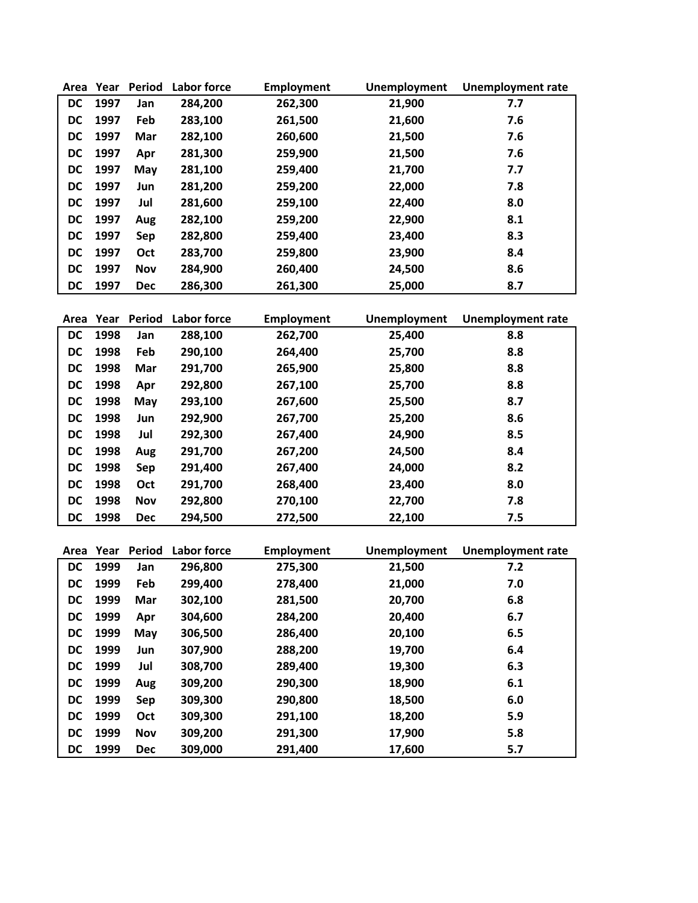| Area | Year | Period | Labor force | Employment | Unemployment | Unemployment rate |
|---|---|---|---|---|---|---|
| DC | 1997 | Jan | 284,200 | 262,300 | 21,900 | 7.7 |
| DC | 1997 | Feb | 283,100 | 261,500 | 21,600 | 7.6 |
| DC | 1997 | Mar | 282,100 | 260,600 | 21,500 | 7.6 |
| DC | 1997 | Apr | 281,300 | 259,900 | 21,500 | 7.6 |
| DC | 1997 | May | 281,100 | 259,400 | 21,700 | 7.7 |
| DC | 1997 | Jun | 281,200 | 259,200 | 22,000 | 7.8 |
| DC | 1997 | Jul | 281,600 | 259,100 | 22,400 | 8.0 |
| DC | 1997 | Aug | 282,100 | 259,200 | 22,900 | 8.1 |
| DC | 1997 | Sep | 282,800 | 259,400 | 23,400 | 8.3 |
| DC | 1997 | Oct | 283,700 | 259,800 | 23,900 | 8.4 |
| DC | 1997 | Nov | 284,900 | 260,400 | 24,500 | 8.6 |
| DC | 1997 | Dec | 286,300 | 261,300 | 25,000 | 8.7 |

| Area | Year | Period | Labor force | Employment | Unemployment | Unemployment rate |
|---|---|---|---|---|---|---|
| DC | 1998 | Jan | 288,100 | 262,700 | 25,400 | 8.8 |
| DC | 1998 | Feb | 290,100 | 264,400 | 25,700 | 8.8 |
| DC | 1998 | Mar | 291,700 | 265,900 | 25,800 | 8.8 |
| DC | 1998 | Apr | 292,800 | 267,100 | 25,700 | 8.8 |
| DC | 1998 | May | 293,100 | 267,600 | 25,500 | 8.7 |
| DC | 1998 | Jun | 292,900 | 267,700 | 25,200 | 8.6 |
| DC | 1998 | Jul | 292,300 | 267,400 | 24,900 | 8.5 |
| DC | 1998 | Aug | 291,700 | 267,200 | 24,500 | 8.4 |
| DC | 1998 | Sep | 291,400 | 267,400 | 24,000 | 8.2 |
| DC | 1998 | Oct | 291,700 | 268,400 | 23,400 | 8.0 |
| DC | 1998 | Nov | 292,800 | 270,100 | 22,700 | 7.8 |
| DC | 1998 | Dec | 294,500 | 272,500 | 22,100 | 7.5 |

| Area | Year | Period | Labor force | Employment | Unemployment | Unemployment rate |
|---|---|---|---|---|---|---|
| DC | 1999 | Jan | 296,800 | 275,300 | 21,500 | 7.2 |
| DC | 1999 | Feb | 299,400 | 278,400 | 21,000 | 7.0 |
| DC | 1999 | Mar | 302,100 | 281,500 | 20,700 | 6.8 |
| DC | 1999 | Apr | 304,600 | 284,200 | 20,400 | 6.7 |
| DC | 1999 | May | 306,500 | 286,400 | 20,100 | 6.5 |
| DC | 1999 | Jun | 307,900 | 288,200 | 19,700 | 6.4 |
| DC | 1999 | Jul | 308,700 | 289,400 | 19,300 | 6.3 |
| DC | 1999 | Aug | 309,200 | 290,300 | 18,900 | 6.1 |
| DC | 1999 | Sep | 309,300 | 290,800 | 18,500 | 6.0 |
| DC | 1999 | Oct | 309,300 | 291,100 | 18,200 | 5.9 |
| DC | 1999 | Nov | 309,200 | 291,300 | 17,900 | 5.8 |
| DC | 1999 | Dec | 309,000 | 291,400 | 17,600 | 5.7 |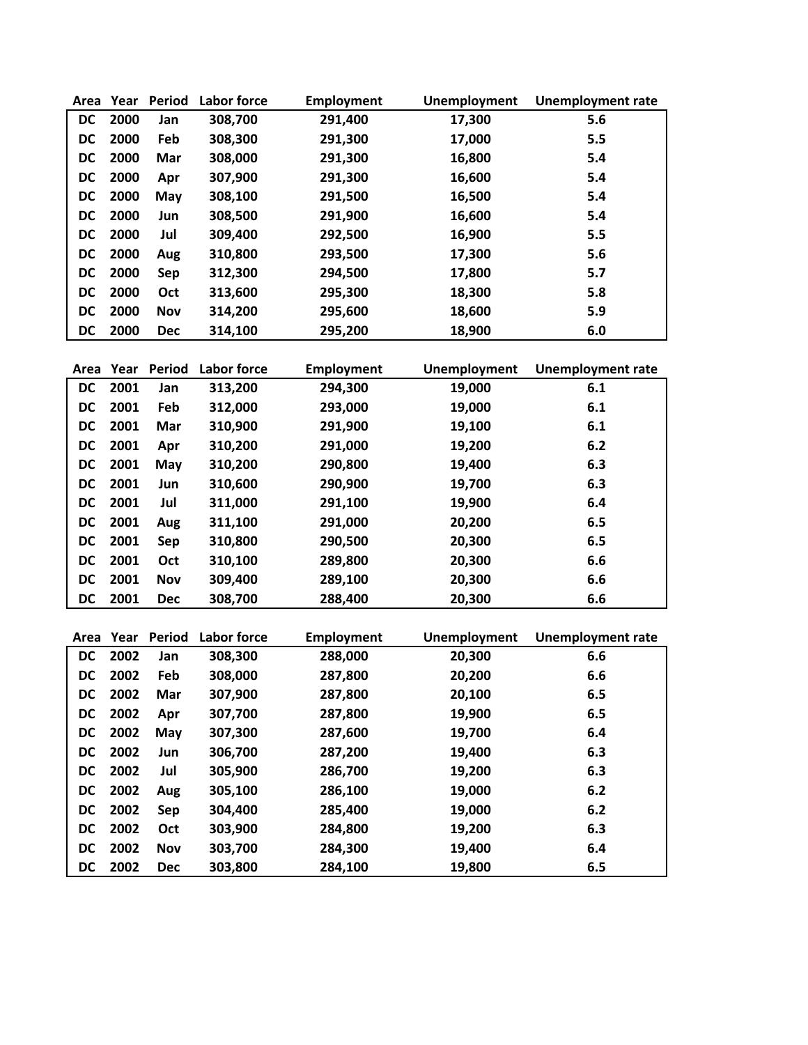| Area | Year | Period | Labor force | Employment | Unemployment | Unemployment rate |
|---|---|---|---|---|---|---|
| DC | 2000 | Jan | 308,700 | 291,400 | 17,300 | 5.6 |
| DC | 2000 | Feb | 308,300 | 291,300 | 17,000 | 5.5 |
| DC | 2000 | Mar | 308,000 | 291,300 | 16,800 | 5.4 |
| DC | 2000 | Apr | 307,900 | 291,300 | 16,600 | 5.4 |
| DC | 2000 | May | 308,100 | 291,500 | 16,500 | 5.4 |
| DC | 2000 | Jun | 308,500 | 291,900 | 16,600 | 5.4 |
| DC | 2000 | Jul | 309,400 | 292,500 | 16,900 | 5.5 |
| DC | 2000 | Aug | 310,800 | 293,500 | 17,300 | 5.6 |
| DC | 2000 | Sep | 312,300 | 294,500 | 17,800 | 5.7 |
| DC | 2000 | Oct | 313,600 | 295,300 | 18,300 | 5.8 |
| DC | 2000 | Nov | 314,200 | 295,600 | 18,600 | 5.9 |
| DC | 2000 | Dec | 314,100 | 295,200 | 18,900 | 6.0 |

| Area | Year | Period | Labor force | Employment | Unemployment | Unemployment rate |
|---|---|---|---|---|---|---|
| DC | 2001 | Jan | 313,200 | 294,300 | 19,000 | 6.1 |
| DC | 2001 | Feb | 312,000 | 293,000 | 19,000 | 6.1 |
| DC | 2001 | Mar | 310,900 | 291,900 | 19,100 | 6.1 |
| DC | 2001 | Apr | 310,200 | 291,000 | 19,200 | 6.2 |
| DC | 2001 | May | 310,200 | 290,800 | 19,400 | 6.3 |
| DC | 2001 | Jun | 310,600 | 290,900 | 19,700 | 6.3 |
| DC | 2001 | Jul | 311,000 | 291,100 | 19,900 | 6.4 |
| DC | 2001 | Aug | 311,100 | 291,000 | 20,200 | 6.5 |
| DC | 2001 | Sep | 310,800 | 290,500 | 20,300 | 6.5 |
| DC | 2001 | Oct | 310,100 | 289,800 | 20,300 | 6.6 |
| DC | 2001 | Nov | 309,400 | 289,100 | 20,300 | 6.6 |
| DC | 2001 | Dec | 308,700 | 288,400 | 20,300 | 6.6 |

| Area | Year | Period | Labor force | Employment | Unemployment | Unemployment rate |
|---|---|---|---|---|---|---|
| DC | 2002 | Jan | 308,300 | 288,000 | 20,300 | 6.6 |
| DC | 2002 | Feb | 308,000 | 287,800 | 20,200 | 6.6 |
| DC | 2002 | Mar | 307,900 | 287,800 | 20,100 | 6.5 |
| DC | 2002 | Apr | 307,700 | 287,800 | 19,900 | 6.5 |
| DC | 2002 | May | 307,300 | 287,600 | 19,700 | 6.4 |
| DC | 2002 | Jun | 306,700 | 287,200 | 19,400 | 6.3 |
| DC | 2002 | Jul | 305,900 | 286,700 | 19,200 | 6.3 |
| DC | 2002 | Aug | 305,100 | 286,100 | 19,000 | 6.2 |
| DC | 2002 | Sep | 304,400 | 285,400 | 19,000 | 6.2 |
| DC | 2002 | Oct | 303,900 | 284,800 | 19,200 | 6.3 |
| DC | 2002 | Nov | 303,700 | 284,300 | 19,400 | 6.4 |
| DC | 2002 | Dec | 303,800 | 284,100 | 19,800 | 6.5 |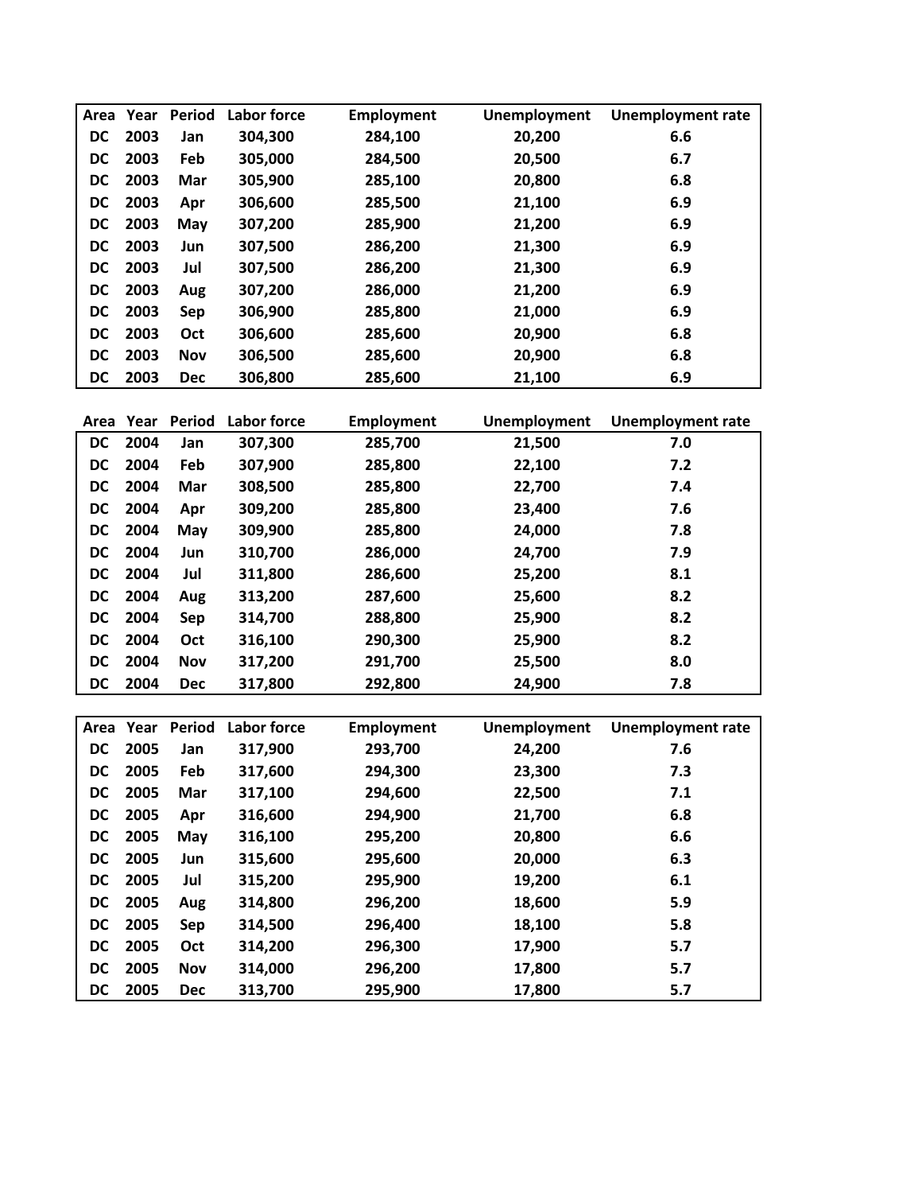| Area | Year | Period | Labor force | Employment | Unemployment | Unemployment rate |
|---|---|---|---|---|---|---|
| DC | 2003 | Jan | 304,300 | 284,100 | 20,200 | 6.6 |
| DC | 2003 | Feb | 305,000 | 284,500 | 20,500 | 6.7 |
| DC | 2003 | Mar | 305,900 | 285,100 | 20,800 | 6.8 |
| DC | 2003 | Apr | 306,600 | 285,500 | 21,100 | 6.9 |
| DC | 2003 | May | 307,200 | 285,900 | 21,200 | 6.9 |
| DC | 2003 | Jun | 307,500 | 286,200 | 21,300 | 6.9 |
| DC | 2003 | Jul | 307,500 | 286,200 | 21,300 | 6.9 |
| DC | 2003 | Aug | 307,200 | 286,000 | 21,200 | 6.9 |
| DC | 2003 | Sep | 306,900 | 285,800 | 21,000 | 6.9 |
| DC | 2003 | Oct | 306,600 | 285,600 | 20,900 | 6.8 |
| DC | 2003 | Nov | 306,500 | 285,600 | 20,900 | 6.8 |
| DC | 2003 | Dec | 306,800 | 285,600 | 21,100 | 6.9 |

| Area | Year | Period | Labor force | Employment | Unemployment | Unemployment rate |
|---|---|---|---|---|---|---|
| DC | 2004 | Jan | 307,300 | 285,700 | 21,500 | 7.0 |
| DC | 2004 | Feb | 307,900 | 285,800 | 22,100 | 7.2 |
| DC | 2004 | Mar | 308,500 | 285,800 | 22,700 | 7.4 |
| DC | 2004 | Apr | 309,200 | 285,800 | 23,400 | 7.6 |
| DC | 2004 | May | 309,900 | 285,800 | 24,000 | 7.8 |
| DC | 2004 | Jun | 310,700 | 286,000 | 24,700 | 7.9 |
| DC | 2004 | Jul | 311,800 | 286,600 | 25,200 | 8.1 |
| DC | 2004 | Aug | 313,200 | 287,600 | 25,600 | 8.2 |
| DC | 2004 | Sep | 314,700 | 288,800 | 25,900 | 8.2 |
| DC | 2004 | Oct | 316,100 | 290,300 | 25,900 | 8.2 |
| DC | 2004 | Nov | 317,200 | 291,700 | 25,500 | 8.0 |
| DC | 2004 | Dec | 317,800 | 292,800 | 24,900 | 7.8 |

| Area | Year | Period | Labor force | Employment | Unemployment | Unemployment rate |
|---|---|---|---|---|---|---|
| DC | 2005 | Jan | 317,900 | 293,700 | 24,200 | 7.6 |
| DC | 2005 | Feb | 317,600 | 294,300 | 23,300 | 7.3 |
| DC | 2005 | Mar | 317,100 | 294,600 | 22,500 | 7.1 |
| DC | 2005 | Apr | 316,600 | 294,900 | 21,700 | 6.8 |
| DC | 2005 | May | 316,100 | 295,200 | 20,800 | 6.6 |
| DC | 2005 | Jun | 315,600 | 295,600 | 20,000 | 6.3 |
| DC | 2005 | Jul | 315,200 | 295,900 | 19,200 | 6.1 |
| DC | 2005 | Aug | 314,800 | 296,200 | 18,600 | 5.9 |
| DC | 2005 | Sep | 314,500 | 296,400 | 18,100 | 5.8 |
| DC | 2005 | Oct | 314,200 | 296,300 | 17,900 | 5.7 |
| DC | 2005 | Nov | 314,000 | 296,200 | 17,800 | 5.7 |
| DC | 2005 | Dec | 313,700 | 295,900 | 17,800 | 5.7 |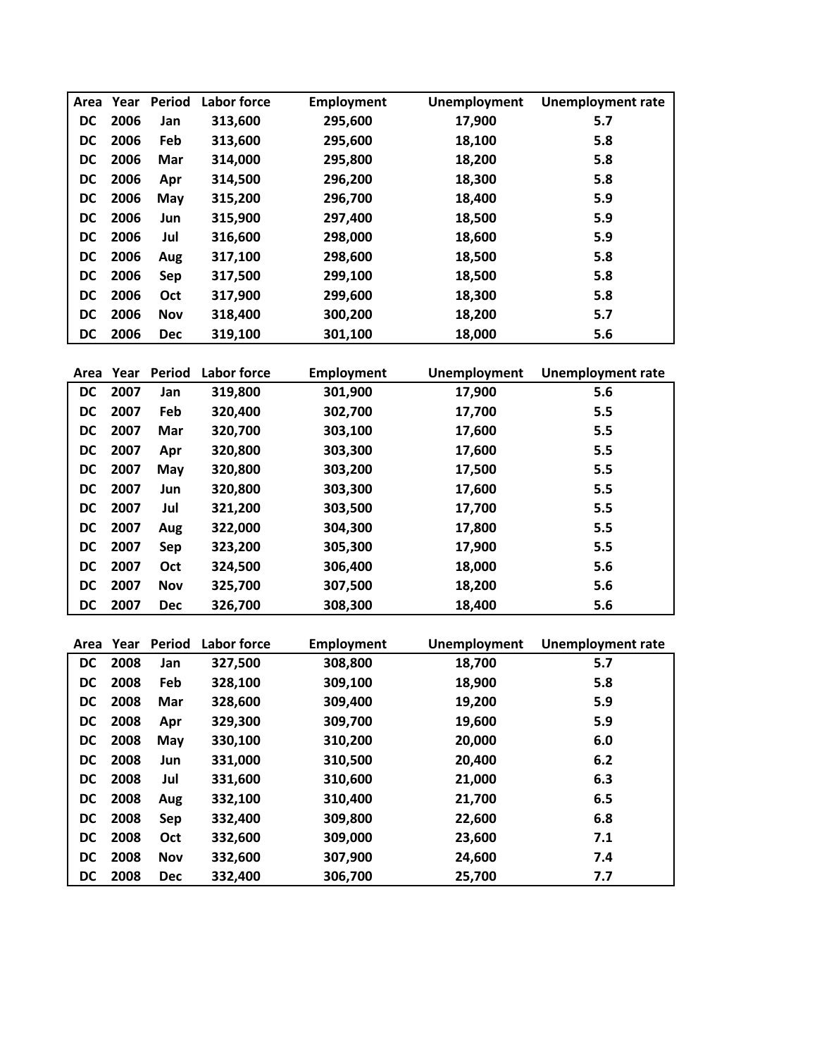| Area | Year | Period | Labor force | Employment | Unemployment | Unemployment rate |
|---|---|---|---|---|---|---|
| DC | 2006 | Jan | 313,600 | 295,600 | 17,900 | 5.7 |
| DC | 2006 | Feb | 313,600 | 295,600 | 18,100 | 5.8 |
| DC | 2006 | Mar | 314,000 | 295,800 | 18,200 | 5.8 |
| DC | 2006 | Apr | 314,500 | 296,200 | 18,300 | 5.8 |
| DC | 2006 | May | 315,200 | 296,700 | 18,400 | 5.9 |
| DC | 2006 | Jun | 315,900 | 297,400 | 18,500 | 5.9 |
| DC | 2006 | Jul | 316,600 | 298,000 | 18,600 | 5.9 |
| DC | 2006 | Aug | 317,100 | 298,600 | 18,500 | 5.8 |
| DC | 2006 | Sep | 317,500 | 299,100 | 18,500 | 5.8 |
| DC | 2006 | Oct | 317,900 | 299,600 | 18,300 | 5.8 |
| DC | 2006 | Nov | 318,400 | 300,200 | 18,200 | 5.7 |
| DC | 2006 | Dec | 319,100 | 301,100 | 18,000 | 5.6 |

| Area | Year | Period | Labor force | Employment | Unemployment | Unemployment rate |
|---|---|---|---|---|---|---|
| DC | 2007 | Jan | 319,800 | 301,900 | 17,900 | 5.6 |
| DC | 2007 | Feb | 320,400 | 302,700 | 17,700 | 5.5 |
| DC | 2007 | Mar | 320,700 | 303,100 | 17,600 | 5.5 |
| DC | 2007 | Apr | 320,800 | 303,300 | 17,600 | 5.5 |
| DC | 2007 | May | 320,800 | 303,200 | 17,500 | 5.5 |
| DC | 2007 | Jun | 320,800 | 303,300 | 17,600 | 5.5 |
| DC | 2007 | Jul | 321,200 | 303,500 | 17,700 | 5.5 |
| DC | 2007 | Aug | 322,000 | 304,300 | 17,800 | 5.5 |
| DC | 2007 | Sep | 323,200 | 305,300 | 17,900 | 5.5 |
| DC | 2007 | Oct | 324,500 | 306,400 | 18,000 | 5.6 |
| DC | 2007 | Nov | 325,700 | 307,500 | 18,200 | 5.6 |
| DC | 2007 | Dec | 326,700 | 308,300 | 18,400 | 5.6 |

| Area | Year | Period | Labor force | Employment | Unemployment | Unemployment rate |
|---|---|---|---|---|---|---|
| DC | 2008 | Jan | 327,500 | 308,800 | 18,700 | 5.7 |
| DC | 2008 | Feb | 328,100 | 309,100 | 18,900 | 5.8 |
| DC | 2008 | Mar | 328,600 | 309,400 | 19,200 | 5.9 |
| DC | 2008 | Apr | 329,300 | 309,700 | 19,600 | 5.9 |
| DC | 2008 | May | 330,100 | 310,200 | 20,000 | 6.0 |
| DC | 2008 | Jun | 331,000 | 310,500 | 20,400 | 6.2 |
| DC | 2008 | Jul | 331,600 | 310,600 | 21,000 | 6.3 |
| DC | 2008 | Aug | 332,100 | 310,400 | 21,700 | 6.5 |
| DC | 2008 | Sep | 332,400 | 309,800 | 22,600 | 6.8 |
| DC | 2008 | Oct | 332,600 | 309,000 | 23,600 | 7.1 |
| DC | 2008 | Nov | 332,600 | 307,900 | 24,600 | 7.4 |
| DC | 2008 | Dec | 332,400 | 306,700 | 25,700 | 7.7 |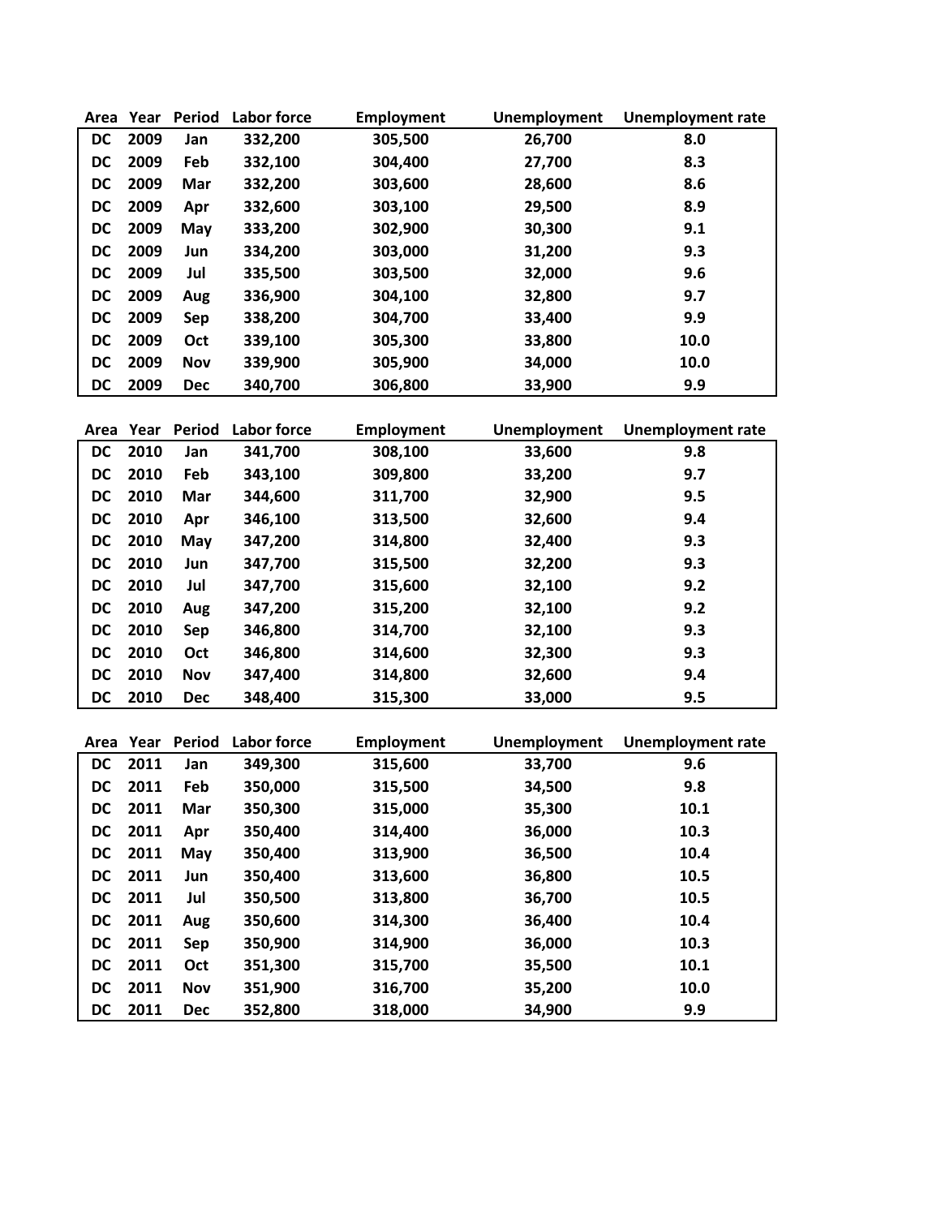| Area | Year | Period | Labor force | Employment | Unemployment | Unemployment rate |
|---|---|---|---|---|---|---|
| DC | 2009 | Jan | 332,200 | 305,500 | 26,700 | 8.0 |
| DC | 2009 | Feb | 332,100 | 304,400 | 27,700 | 8.3 |
| DC | 2009 | Mar | 332,200 | 303,600 | 28,600 | 8.6 |
| DC | 2009 | Apr | 332,600 | 303,100 | 29,500 | 8.9 |
| DC | 2009 | May | 333,200 | 302,900 | 30,300 | 9.1 |
| DC | 2009 | Jun | 334,200 | 303,000 | 31,200 | 9.3 |
| DC | 2009 | Jul | 335,500 | 303,500 | 32,000 | 9.6 |
| DC | 2009 | Aug | 336,900 | 304,100 | 32,800 | 9.7 |
| DC | 2009 | Sep | 338,200 | 304,700 | 33,400 | 9.9 |
| DC | 2009 | Oct | 339,100 | 305,300 | 33,800 | 10.0 |
| DC | 2009 | Nov | 339,900 | 305,900 | 34,000 | 10.0 |
| DC | 2009 | Dec | 340,700 | 306,800 | 33,900 | 9.9 |

| Area | Year | Period | Labor force | Employment | Unemployment | Unemployment rate |
|---|---|---|---|---|---|---|
| DC | 2010 | Jan | 341,700 | 308,100 | 33,600 | 9.8 |
| DC | 2010 | Feb | 343,100 | 309,800 | 33,200 | 9.7 |
| DC | 2010 | Mar | 344,600 | 311,700 | 32,900 | 9.5 |
| DC | 2010 | Apr | 346,100 | 313,500 | 32,600 | 9.4 |
| DC | 2010 | May | 347,200 | 314,800 | 32,400 | 9.3 |
| DC | 2010 | Jun | 347,700 | 315,500 | 32,200 | 9.3 |
| DC | 2010 | Jul | 347,700 | 315,600 | 32,100 | 9.2 |
| DC | 2010 | Aug | 347,200 | 315,200 | 32,100 | 9.2 |
| DC | 2010 | Sep | 346,800 | 314,700 | 32,100 | 9.3 |
| DC | 2010 | Oct | 346,800 | 314,600 | 32,300 | 9.3 |
| DC | 2010 | Nov | 347,400 | 314,800 | 32,600 | 9.4 |
| DC | 2010 | Dec | 348,400 | 315,300 | 33,000 | 9.5 |

| Area | Year | Period | Labor force | Employment | Unemployment | Unemployment rate |
|---|---|---|---|---|---|---|
| DC | 2011 | Jan | 349,300 | 315,600 | 33,700 | 9.6 |
| DC | 2011 | Feb | 350,000 | 315,500 | 34,500 | 9.8 |
| DC | 2011 | Mar | 350,300 | 315,000 | 35,300 | 10.1 |
| DC | 2011 | Apr | 350,400 | 314,400 | 36,000 | 10.3 |
| DC | 2011 | May | 350,400 | 313,900 | 36,500 | 10.4 |
| DC | 2011 | Jun | 350,400 | 313,600 | 36,800 | 10.5 |
| DC | 2011 | Jul | 350,500 | 313,800 | 36,700 | 10.5 |
| DC | 2011 | Aug | 350,600 | 314,300 | 36,400 | 10.4 |
| DC | 2011 | Sep | 350,900 | 314,900 | 36,000 | 10.3 |
| DC | 2011 | Oct | 351,300 | 315,700 | 35,500 | 10.1 |
| DC | 2011 | Nov | 351,900 | 316,700 | 35,200 | 10.0 |
| DC | 2011 | Dec | 352,800 | 318,000 | 34,900 | 9.9 |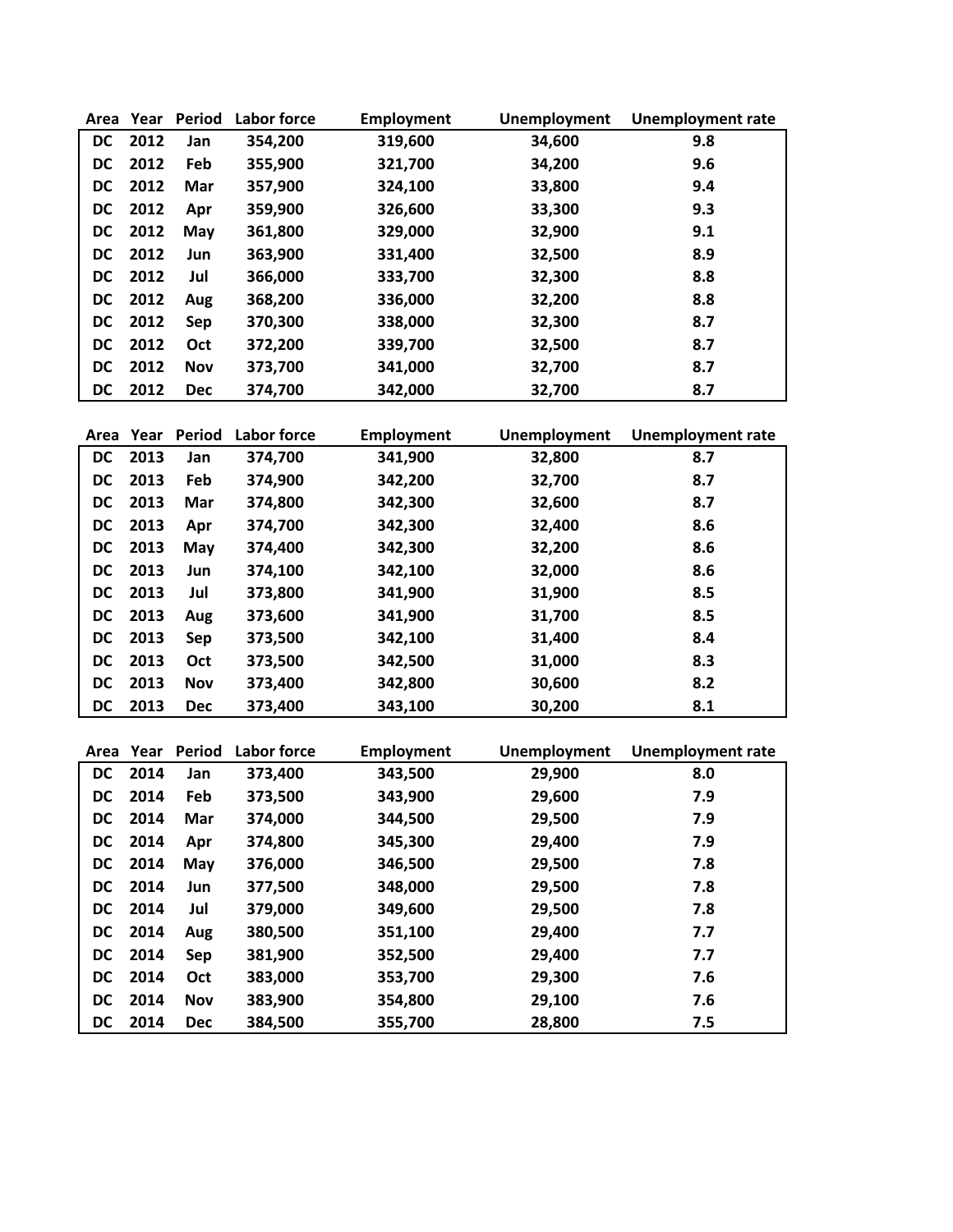| Area | Year | Period | Labor force | Employment | Unemployment | Unemployment rate |
|---|---|---|---|---|---|---|
| DC | 2012 | Jan | 354,200 | 319,600 | 34,600 | 9.8 |
| DC | 2012 | Feb | 355,900 | 321,700 | 34,200 | 9.6 |
| DC | 2012 | Mar | 357,900 | 324,100 | 33,800 | 9.4 |
| DC | 2012 | Apr | 359,900 | 326,600 | 33,300 | 9.3 |
| DC | 2012 | May | 361,800 | 329,000 | 32,900 | 9.1 |
| DC | 2012 | Jun | 363,900 | 331,400 | 32,500 | 8.9 |
| DC | 2012 | Jul | 366,000 | 333,700 | 32,300 | 8.8 |
| DC | 2012 | Aug | 368,200 | 336,000 | 32,200 | 8.8 |
| DC | 2012 | Sep | 370,300 | 338,000 | 32,300 | 8.7 |
| DC | 2012 | Oct | 372,200 | 339,700 | 32,500 | 8.7 |
| DC | 2012 | Nov | 373,700 | 341,000 | 32,700 | 8.7 |
| DC | 2012 | Dec | 374,700 | 342,000 | 32,700 | 8.7 |

| Area | Year | Period | Labor force | Employment | Unemployment | Unemployment rate |
|---|---|---|---|---|---|---|
| DC | 2013 | Jan | 374,700 | 341,900 | 32,800 | 8.7 |
| DC | 2013 | Feb | 374,900 | 342,200 | 32,700 | 8.7 |
| DC | 2013 | Mar | 374,800 | 342,300 | 32,600 | 8.7 |
| DC | 2013 | Apr | 374,700 | 342,300 | 32,400 | 8.6 |
| DC | 2013 | May | 374,400 | 342,300 | 32,200 | 8.6 |
| DC | 2013 | Jun | 374,100 | 342,100 | 32,000 | 8.6 |
| DC | 2013 | Jul | 373,800 | 341,900 | 31,900 | 8.5 |
| DC | 2013 | Aug | 373,600 | 341,900 | 31,700 | 8.5 |
| DC | 2013 | Sep | 373,500 | 342,100 | 31,400 | 8.4 |
| DC | 2013 | Oct | 373,500 | 342,500 | 31,000 | 8.3 |
| DC | 2013 | Nov | 373,400 | 342,800 | 30,600 | 8.2 |
| DC | 2013 | Dec | 373,400 | 343,100 | 30,200 | 8.1 |

| Area | Year | Period | Labor force | Employment | Unemployment | Unemployment rate |
|---|---|---|---|---|---|---|
| DC | 2014 | Jan | 373,400 | 343,500 | 29,900 | 8.0 |
| DC | 2014 | Feb | 373,500 | 343,900 | 29,600 | 7.9 |
| DC | 2014 | Mar | 374,000 | 344,500 | 29,500 | 7.9 |
| DC | 2014 | Apr | 374,800 | 345,300 | 29,400 | 7.9 |
| DC | 2014 | May | 376,000 | 346,500 | 29,500 | 7.8 |
| DC | 2014 | Jun | 377,500 | 348,000 | 29,500 | 7.8 |
| DC | 2014 | Jul | 379,000 | 349,600 | 29,500 | 7.8 |
| DC | 2014 | Aug | 380,500 | 351,100 | 29,400 | 7.7 |
| DC | 2014 | Sep | 381,900 | 352,500 | 29,400 | 7.7 |
| DC | 2014 | Oct | 383,000 | 353,700 | 29,300 | 7.6 |
| DC | 2014 | Nov | 383,900 | 354,800 | 29,100 | 7.6 |
| DC | 2014 | Dec | 384,500 | 355,700 | 28,800 | 7.5 |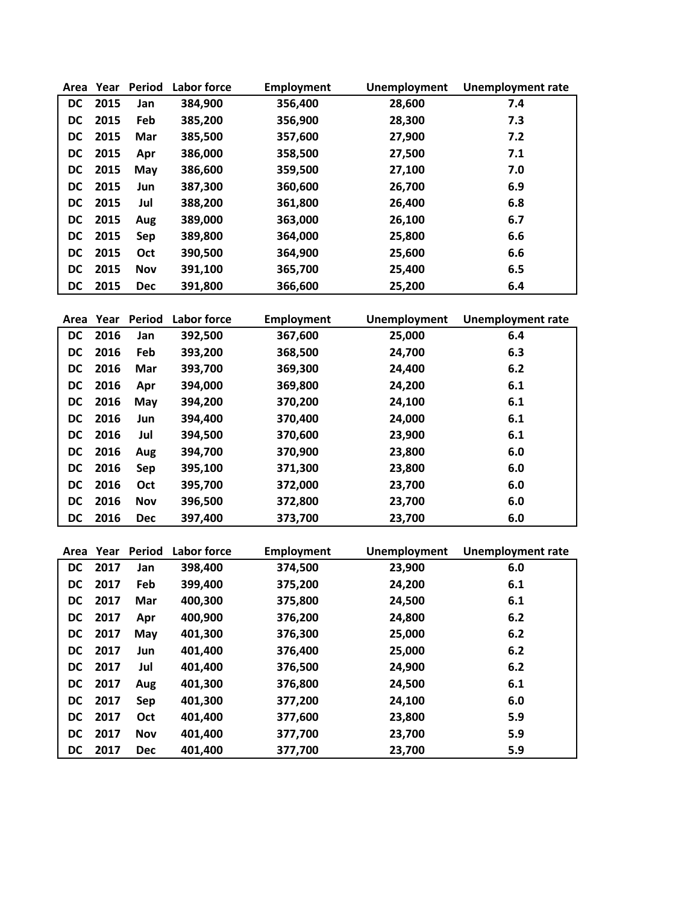| Area | Year | Period | Labor force | Employment | Unemployment | Unemployment rate |
|---|---|---|---|---|---|---|
| DC | 2015 | Jan | 384,900 | 356,400 | 28,600 | 7.4 |
| DC | 2015 | Feb | 385,200 | 356,900 | 28,300 | 7.3 |
| DC | 2015 | Mar | 385,500 | 357,600 | 27,900 | 7.2 |
| DC | 2015 | Apr | 386,000 | 358,500 | 27,500 | 7.1 |
| DC | 2015 | May | 386,600 | 359,500 | 27,100 | 7.0 |
| DC | 2015 | Jun | 387,300 | 360,600 | 26,700 | 6.9 |
| DC | 2015 | Jul | 388,200 | 361,800 | 26,400 | 6.8 |
| DC | 2015 | Aug | 389,000 | 363,000 | 26,100 | 6.7 |
| DC | 2015 | Sep | 389,800 | 364,000 | 25,800 | 6.6 |
| DC | 2015 | Oct | 390,500 | 364,900 | 25,600 | 6.6 |
| DC | 2015 | Nov | 391,100 | 365,700 | 25,400 | 6.5 |
| DC | 2015 | Dec | 391,800 | 366,600 | 25,200 | 6.4 |

| Area | Year | Period | Labor force | Employment | Unemployment | Unemployment rate |
|---|---|---|---|---|---|---|
| DC | 2016 | Jan | 392,500 | 367,600 | 25,000 | 6.4 |
| DC | 2016 | Feb | 393,200 | 368,500 | 24,700 | 6.3 |
| DC | 2016 | Mar | 393,700 | 369,300 | 24,400 | 6.2 |
| DC | 2016 | Apr | 394,000 | 369,800 | 24,200 | 6.1 |
| DC | 2016 | May | 394,200 | 370,200 | 24,100 | 6.1 |
| DC | 2016 | Jun | 394,400 | 370,400 | 24,000 | 6.1 |
| DC | 2016 | Jul | 394,500 | 370,600 | 23,900 | 6.1 |
| DC | 2016 | Aug | 394,700 | 370,900 | 23,800 | 6.0 |
| DC | 2016 | Sep | 395,100 | 371,300 | 23,800 | 6.0 |
| DC | 2016 | Oct | 395,700 | 372,000 | 23,700 | 6.0 |
| DC | 2016 | Nov | 396,500 | 372,800 | 23,700 | 6.0 |
| DC | 2016 | Dec | 397,400 | 373,700 | 23,700 | 6.0 |

| Area | Year | Period | Labor force | Employment | Unemployment | Unemployment rate |
|---|---|---|---|---|---|---|
| DC | 2017 | Jan | 398,400 | 374,500 | 23,900 | 6.0 |
| DC | 2017 | Feb | 399,400 | 375,200 | 24,200 | 6.1 |
| DC | 2017 | Mar | 400,300 | 375,800 | 24,500 | 6.1 |
| DC | 2017 | Apr | 400,900 | 376,200 | 24,800 | 6.2 |
| DC | 2017 | May | 401,300 | 376,300 | 25,000 | 6.2 |
| DC | 2017 | Jun | 401,400 | 376,400 | 25,000 | 6.2 |
| DC | 2017 | Jul | 401,400 | 376,500 | 24,900 | 6.2 |
| DC | 2017 | Aug | 401,300 | 376,800 | 24,500 | 6.1 |
| DC | 2017 | Sep | 401,300 | 377,200 | 24,100 | 6.0 |
| DC | 2017 | Oct | 401,400 | 377,600 | 23,800 | 5.9 |
| DC | 2017 | Nov | 401,400 | 377,700 | 23,700 | 5.9 |
| DC | 2017 | Dec | 401,400 | 377,700 | 23,700 | 5.9 |